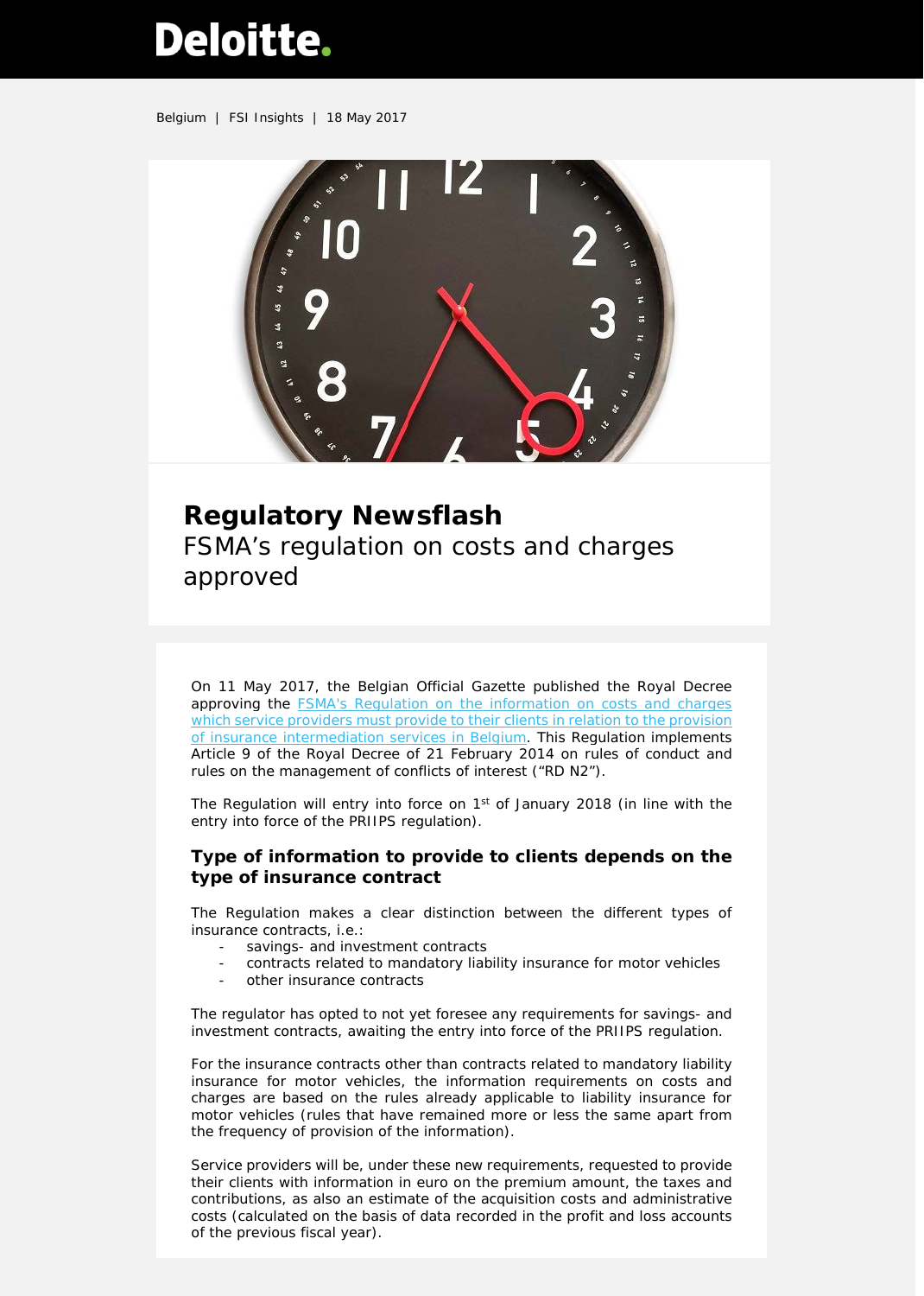Belgium | FSI Insights | 18 May 2017

# Regulatory Newsflash

FSMA's regulation on costs and charges approved

On 11 May 2017, the Belgian Official Gazette published the Royal Decree approving the FSMA's Regulation on the information on costs and charges which service providers must provide to their clients in relation to the provision of insurance intermediation services in Belgium. This Regulation implements Article 9 of the Royal Decree of 21 February 2014 on rules of conduct and rules on the management of conflicts of interest ("RD N2").

The Regulation will entry into force on 1st of January 2018 (in line with the entry into force of the PRIIPS regulation).

## Type of information to provide to clients depends on the type of insurance contract

The Regulation makes a clear distinction between the different types of insurance contracts, i.e.:

- savings- and investment contracts
- contracts related to mandatory liability insurance for motor vehicles
- other insurance contracts

The regulator has opted to not yet foresee any requirements for savings- and investment contracts, awaiting the entry into force of the PRIIPS regulation.

For the insurance contracts other than contracts related to mandatory liability insurance for motor vehicles, the information requirements on costs and charges are based on the rules already applicable to liability insurance for motor vehicles (rules that have remained more or less the same apart from the frequency of provision of the information).

Service providers will be, under these new requirements, requested to provide their clients with information in euro on the premium amount, the taxes and contributions, as also an estimate of the acquisition costs and administrative costs (calculated on the basis of data recorded in the profit and loss accounts of the previous fiscal year).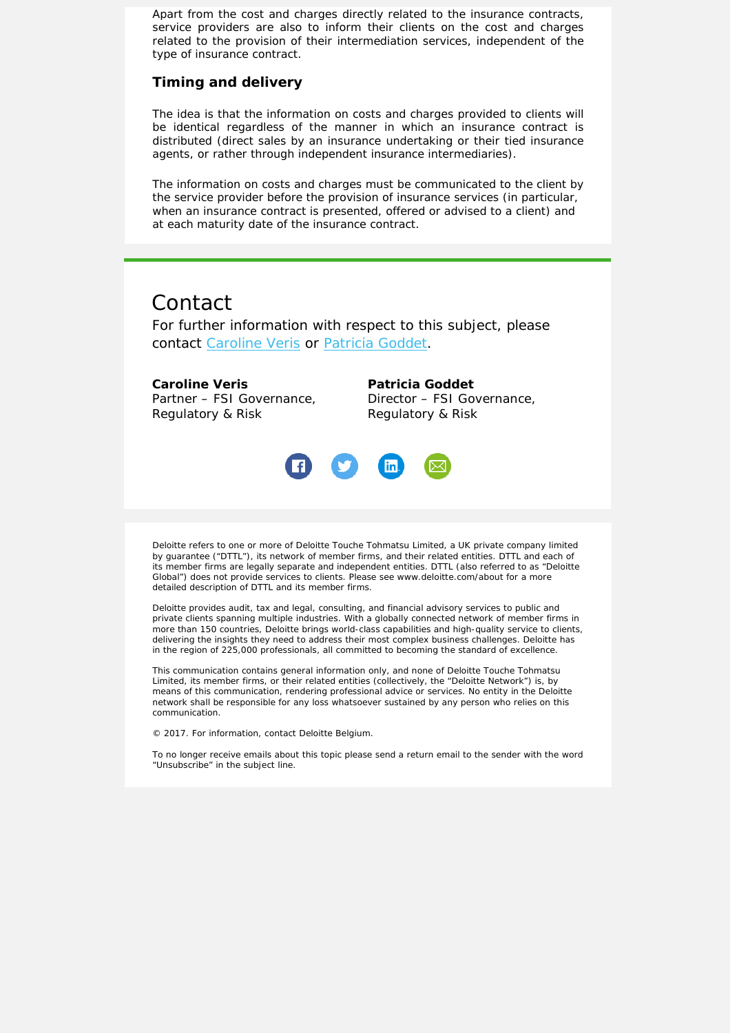Apart from the cost and charges directly related to the insurance contracts, service providers are also to inform their clients on the cost and charges related to the provision of their intermediation services, independent of the type of insurance contract.

### Timing and delivery

The idea is that the information on costs and charges provided to clients will be identical regardless of the manner in which an insurance contract is distributed (direct sales by an insurance undertaking or their tied insurance agents, or rather through independent insurance intermediaries).

The information on costs and charges must be communicated to the client by the service provider before the provision of insurance services (in particular, when an insurance contract is presented, offered or advised to a client) and at each maturity date of the insurance contract.

## Contact

For further information with respect to this subject, please contact Caroline Veris or Patricia Goddet.

**Caroline Veris**
Partner – FSI Governance, Regulatory & Risk

**Patricia Goddet**
Director – FSI Governance, Regulatory & Risk

Deloitte refers to one or more of Deloitte Touche Tohmatsu Limited, a UK private company limited by guarantee ("DTTL"), its network of member firms, and their related entities. DTTL and each of its member firms are legally separate and independent entities. DTTL (also referred to as "Deloitte Global") does not provide services to clients. Please see www.deloitte.com/about for a more detailed description of DTTL and its member firms.

Deloitte provides audit, tax and legal, consulting, and financial advisory services to public and private clients spanning multiple industries. With a globally connected network of member firms in more than 150 countries, Deloitte brings world-class capabilities and high-quality service to clients, delivering the insights they need to address their most complex business challenges. Deloitte has in the region of 225,000 professionals, all committed to becoming the standard of excellence.

This communication contains general information only, and none of Deloitte Touche Tohmatsu Limited, its member firms, or their related entities (collectively, the "Deloitte Network") is, by means of this communication, rendering professional advice or services. No entity in the Deloitte network shall be responsible for any loss whatsoever sustained by any person who relies on this communication.

© 2017. For information, contact Deloitte Belgium.

To no longer receive emails about this topic please send a return email to the sender with the word "Unsubscribe" in the subject line.